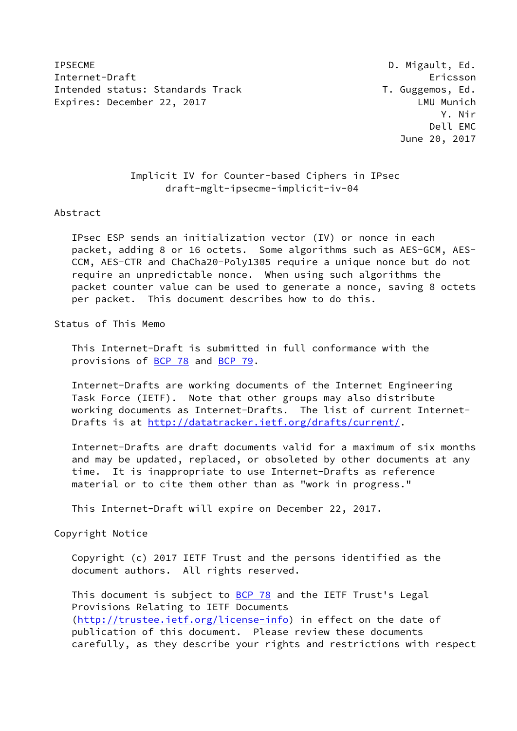IPSECME D. Migault, Ed.
Internet-Draft Ericsson
Intended status: Standards Track T. Guggemos, Ed.
Expires: December 22, 2017 LMU Munich
Y. Nir
Dell EMC
June 20, 2017

# Implicit IV for Counter-based Ciphers in IPsec
draft-mglt-ipsecme-implicit-iv-04

## Abstract

IPsec ESP sends an initialization vector (IV) or nonce in each packet, adding 8 or 16 octets. Some algorithms such as AES-GCM, AES-CCM, AES-CTR and ChaCha20-Poly1305 require a unique nonce but do not require an unpredictable nonce. When using such algorithms the packet counter value can be used to generate a nonce, saving 8 octets per packet. This document describes how to do this.

## Status of This Memo

This Internet-Draft is submitted in full conformance with the provisions of BCP 78 and BCP 79.

Internet-Drafts are working documents of the Internet Engineering Task Force (IETF). Note that other groups may also distribute working documents as Internet-Drafts. The list of current Internet-Drafts is at http://datatracker.ietf.org/drafts/current/.

Internet-Drafts are draft documents valid for a maximum of six months and may be updated, replaced, or obsoleted by other documents at any time. It is inappropriate to use Internet-Drafts as reference material or to cite them other than as "work in progress."

This Internet-Draft will expire on December 22, 2017.

## Copyright Notice

Copyright (c) 2017 IETF Trust and the persons identified as the document authors. All rights reserved.

This document is subject to BCP 78 and the IETF Trust's Legal Provisions Relating to IETF Documents (http://trustee.ietf.org/license-info) in effect on the date of publication of this document. Please review these documents carefully, as they describe your rights and restrictions with respect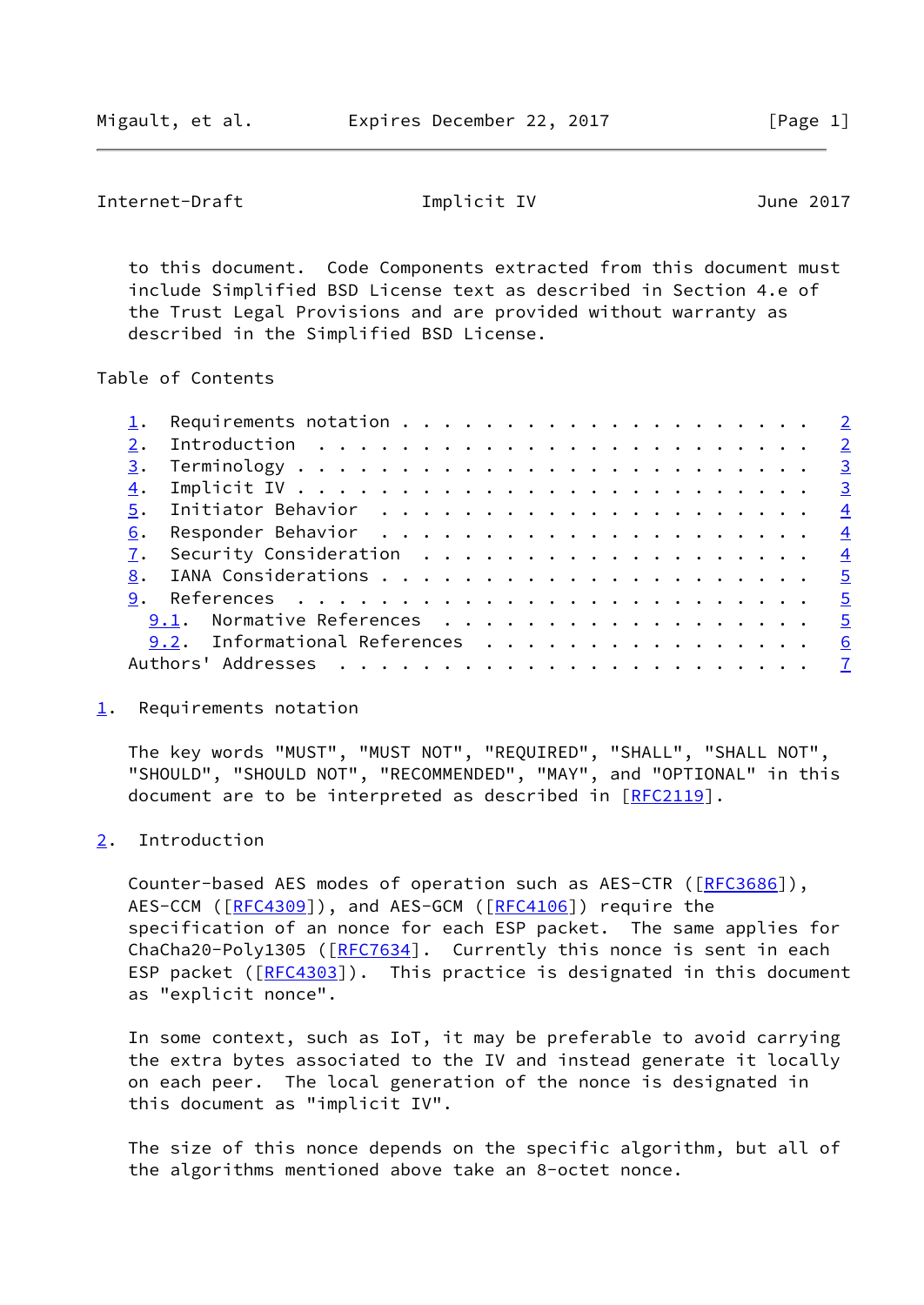to this document. Code Components extracted from this document must include Simplified BSD License text as described in Section 4.e of the Trust Legal Provisions and are provided without warranty as described in the Simplified BSD License.

## Table of Contents

1. Requirements notation . . . . . . . . . . . . . . . . . . . . 2
2. Introduction . . . . . . . . . . . . . . . . . . . . . . . . 2
3. Terminology . . . . . . . . . . . . . . . . . . . . . . . . . 3
4. Implicit IV . . . . . . . . . . . . . . . . . . . . . . . . . 3
5. Initiator Behavior . . . . . . . . . . . . . . . . . . . . . 4
6. Responder Behavior . . . . . . . . . . . . . . . . . . . . . 4
7. Security Consideration . . . . . . . . . . . . . . . . . . . 4
8. IANA Considerations . . . . . . . . . . . . . . . . . . . . . 5
9. References . . . . . . . . . . . . . . . . . . . . . . . . . 5
   9.1. Normative References . . . . . . . . . . . . . . . . . . 5
   9.2. Informational References . . . . . . . . . . . . . . . . 6

Authors' Addresses . . . . . . . . . . . . . . . . . . . . . . . 7

## 1. Requirements notation

The key words "MUST", "MUST NOT", "REQUIRED", "SHALL", "SHALL NOT", "SHOULD", "SHOULD NOT", "RECOMMENDED", "MAY", and "OPTIONAL" in this document are to be interpreted as described in [RFC2119].

## 2. Introduction

Counter-based AES modes of operation such as AES-CTR ([RFC3686]), AES-CCM ([RFC4309]), and AES-GCM ([RFC4106]) require the specification of an nonce for each ESP packet. The same applies for ChaCha20-Poly1305 ([RFC7634]. Currently this nonce is sent in each ESP packet ([RFC4303]). This practice is designated in this document as "explicit nonce".

In some context, such as IoT, it may be preferable to avoid carrying the extra bytes associated to the IV and instead generate it locally on each peer. The local generation of the nonce is designated in this document as "implicit IV".

The size of this nonce depends on the specific algorithm, but all of the algorithms mentioned above take an 8-octet nonce.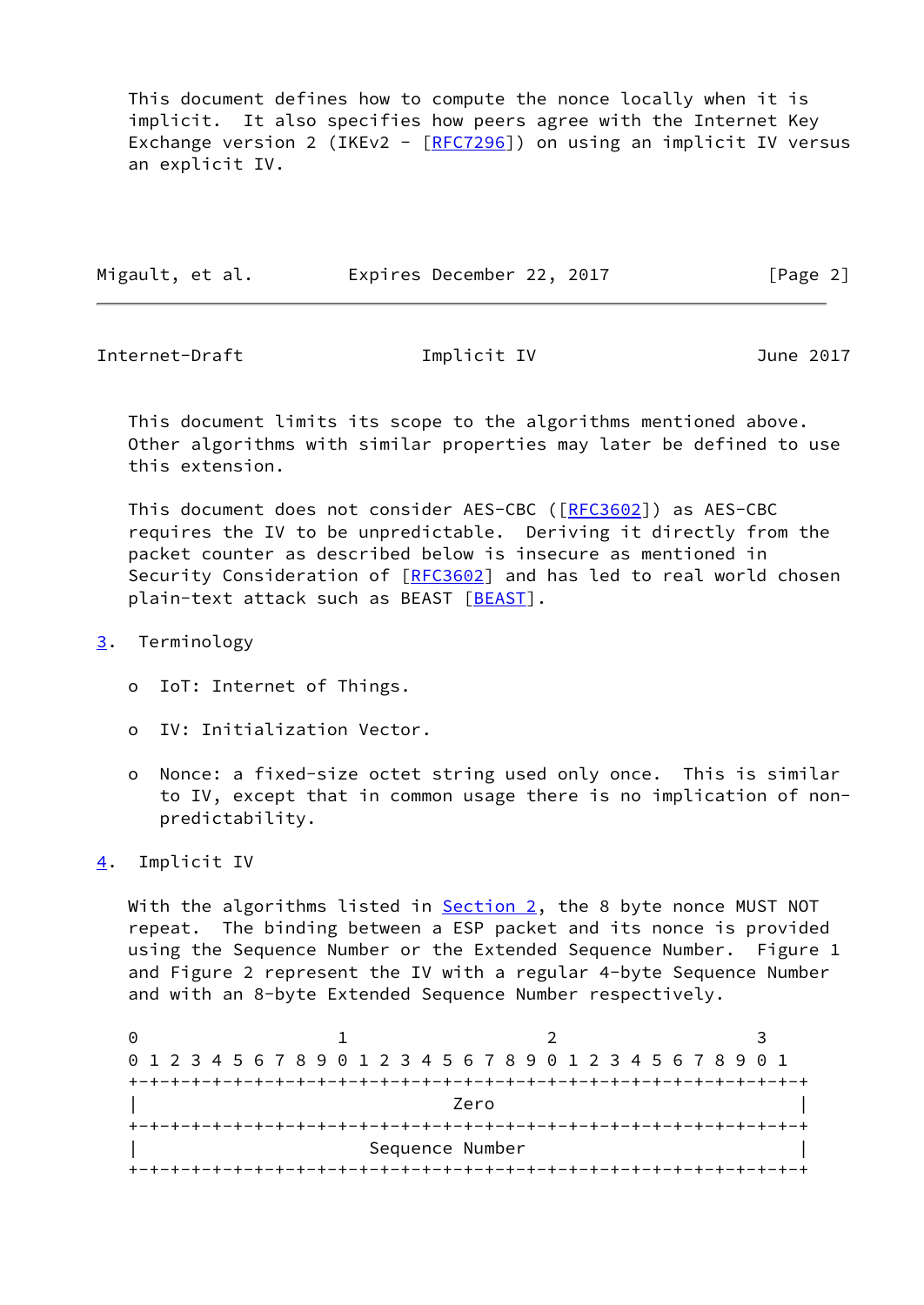This document defines how to compute the nonce locally when it is implicit. It also specifies how peers agree with the Internet Key Exchange version 2 (IKEv2 - [RFC7296]) on using an implicit IV versus an explicit IV.

This document limits its scope to the algorithms mentioned above. Other algorithms with similar properties may later be defined to use this extension.

This document does not consider AES-CBC ([RFC3602]) as AES-CBC requires the IV to be unpredictable. Deriving it directly from the packet counter as described below is insecure as mentioned in Security Consideration of [RFC3602] and has led to real world chosen plain-text attack such as BEAST [BEAST].

## 3. Terminology

- IoT: Internet of Things.
- IV: Initialization Vector.
- Nonce: a fixed-size octet string used only once. This is similar to IV, except that in common usage there is no implication of non-predictability.

## 4. Implicit IV

With the algorithms listed in Section 2, the 8 byte nonce MUST NOT repeat. The binding between a ESP packet and its nonce is provided using the Sequence Number or the Extended Sequence Number. Figure 1 and Figure 2 represent the IV with a regular 4-byte Sequence Number and with an 8-byte Extended Sequence Number respectively.

```
 0                   1                   2                   3
 0 1 2 3 4 5 6 7 8 9 0 1 2 3 4 5 6 7 8 9 0 1 2 3 4 5 6 7 8 9 0 1
+-+-+-+-+-+-+-+-+-+-+-+-+-+-+-+-+-+-+-+-+-+-+-+-+-+-+-+-+-+-+-+-+
|                              Zero                             |
+-+-+-+-+-+-+-+-+-+-+-+-+-+-+-+-+-+-+-+-+-+-+-+-+-+-+-+-+-+-+-+-+
|                        Sequence Number                        |
+-+-+-+-+-+-+-+-+-+-+-+-+-+-+-+-+-+-+-+-+-+-+-+-+-+-+-+-+-+-+-+-+
```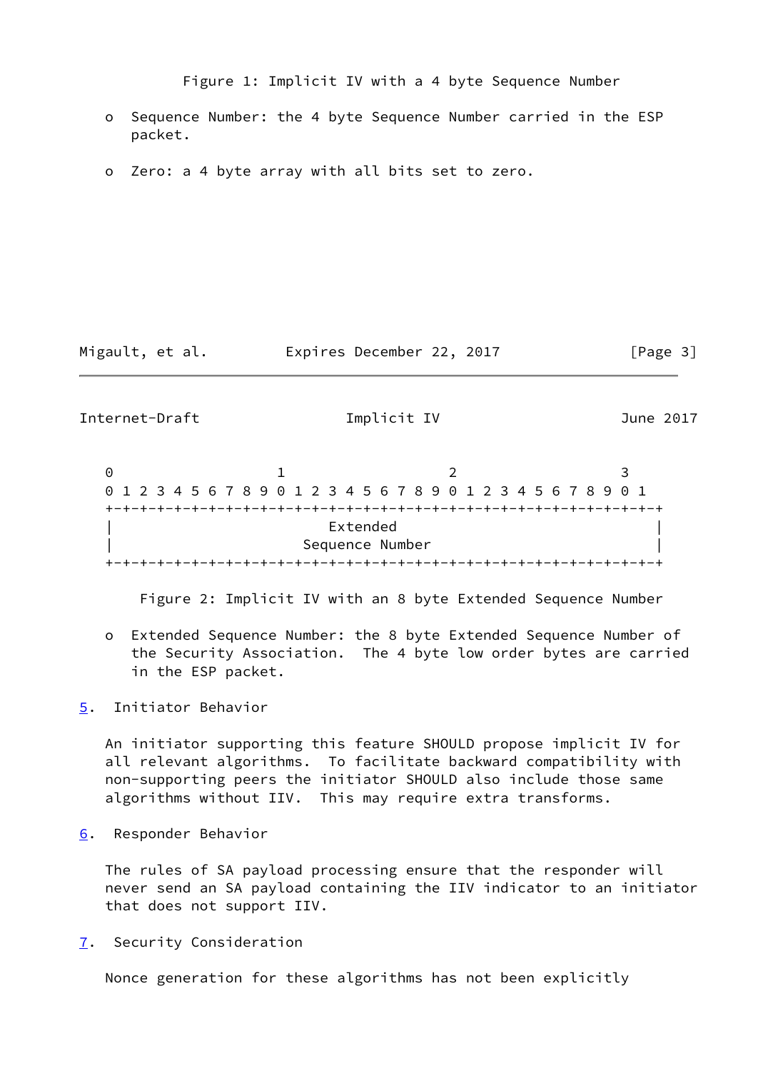Figure 1: Implicit IV with a 4 byte Sequence Number

- Sequence Number: the 4 byte Sequence Number carried in the ESP packet.

- Zero: a 4 byte array with all bits set to zero.

```
 0                   1                   2                   3
 0 1 2 3 4 5 6 7 8 9 0 1 2 3 4 5 6 7 8 9 0 1 2 3 4 5 6 7 8 9 0 1
+-+-+-+-+-+-+-+-+-+-+-+-+-+-+-+-+-+-+-+-+-+-+-+-+-+-+-+-+-+-+-+-+
|                            Extended                           |
|                         Sequence Number                       |
+-+-+-+-+-+-+-+-+-+-+-+-+-+-+-+-+-+-+-+-+-+-+-+-+-+-+-+-+-+-+-+-+
```

Figure 2: Implicit IV with an 8 byte Extended Sequence Number

- Extended Sequence Number: the 8 byte Extended Sequence Number of the Security Association. The 4 byte low order bytes are carried in the ESP packet.

## 5. Initiator Behavior

An initiator supporting this feature SHOULD propose implicit IV for all relevant algorithms. To facilitate backward compatibility with non-supporting peers the initiator SHOULD also include those same algorithms without IIV. This may require extra transforms.

## 6. Responder Behavior

The rules of SA payload processing ensure that the responder will never send an SA payload containing the IIV indicator to an initiator that does not support IIV.

## 7. Security Consideration

Nonce generation for these algorithms has not been explicitly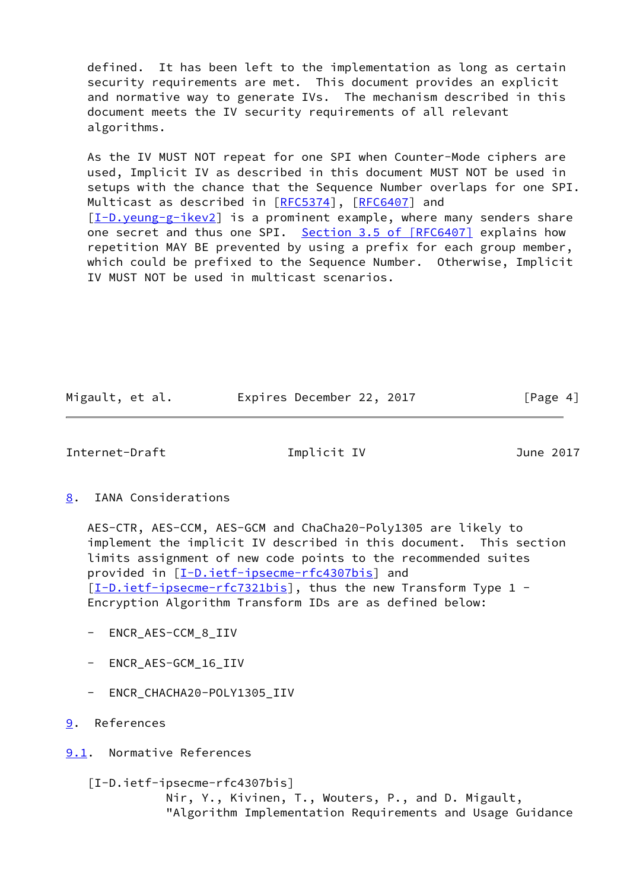defined. It has been left to the implementation as long as certain security requirements are met. This document provides an explicit and normative way to generate IVs. The mechanism described in this document meets the IV security requirements of all relevant algorithms.

As the IV MUST NOT repeat for one SPI when Counter-Mode ciphers are used, Implicit IV as described in this document MUST NOT be used in setups with the chance that the Sequence Number overlaps for one SPI. Multicast as described in [RFC5374], [RFC6407] and [I-D.yeung-g-ikev2] is a prominent example, where many senders share one secret and thus one SPI. Section 3.5 of [RFC6407] explains how repetition MAY BE prevented by using a prefix for each group member, which could be prefixed to the Sequence Number. Otherwise, Implicit IV MUST NOT be used in multicast scenarios.

## 8. IANA Considerations

AES-CTR, AES-CCM, AES-GCM and ChaCha20-Poly1305 are likely to implement the implicit IV described in this document. This section limits assignment of new code points to the recommended suites provided in [I-D.ietf-ipsecme-rfc4307bis] and [I-D.ietf-ipsecme-rfc7321bis], thus the new Transform Type 1 - Encryption Algorithm Transform IDs are as defined below:

- ENCR_AES-CCM_8_IIV

- ENCR_AES-GCM_16_IIV

- ENCR_CHACHA20-POLY1305_IIV

## 9. References

### 9.1. Normative References

[I-D.ietf-ipsecme-rfc4307bis]
Nir, Y., Kivinen, T., Wouters, P., and D. Migault, "Algorithm Implementation Requirements and Usage Guidance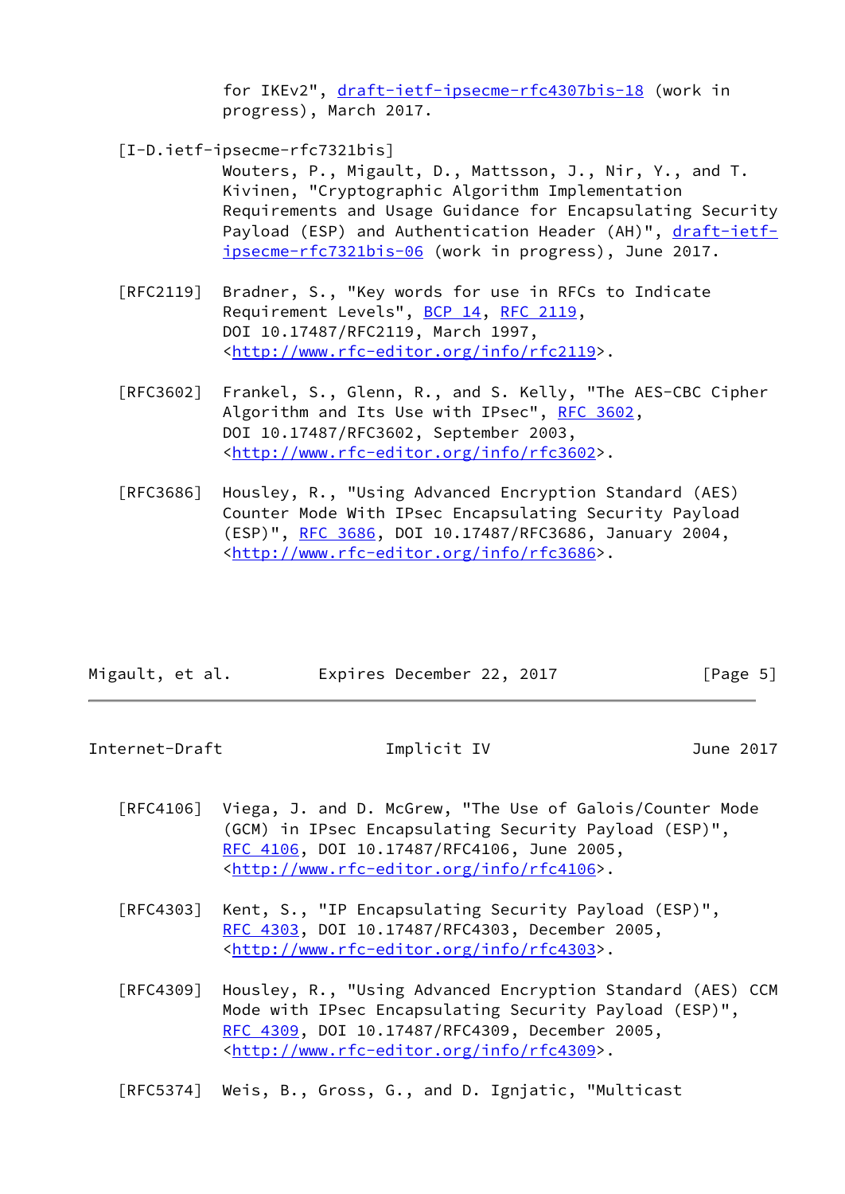for IKEv2", draft-ietf-ipsecme-rfc4307bis-18 (work in progress), March 2017.

[I-D.ietf-ipsecme-rfc7321bis]
Wouters, P., Migault, D., Mattsson, J., Nir, Y., and T. Kivinen, "Cryptographic Algorithm Implementation Requirements and Usage Guidance for Encapsulating Security Payload (ESP) and Authentication Header (AH)", draft-ietf-ipsecme-rfc7321bis-06 (work in progress), June 2017.

[RFC2119] Bradner, S., "Key words for use in RFCs to Indicate Requirement Levels", BCP 14, RFC 2119, DOI 10.17487/RFC2119, March 1997, <http://www.rfc-editor.org/info/rfc2119>.

[RFC3602] Frankel, S., Glenn, R., and S. Kelly, "The AES-CBC Cipher Algorithm and Its Use with IPsec", RFC 3602, DOI 10.17487/RFC3602, September 2003, <http://www.rfc-editor.org/info/rfc3602>.

[RFC3686] Housley, R., "Using Advanced Encryption Standard (AES) Counter Mode With IPsec Encapsulating Security Payload (ESP)", RFC 3686, DOI 10.17487/RFC3686, January 2004, <http://www.rfc-editor.org/info/rfc3686>.

[RFC4106] Viega, J. and D. McGrew, "The Use of Galois/Counter Mode (GCM) in IPsec Encapsulating Security Payload (ESP)", RFC 4106, DOI 10.17487/RFC4106, June 2005, <http://www.rfc-editor.org/info/rfc4106>.

[RFC4303] Kent, S., "IP Encapsulating Security Payload (ESP)", RFC 4303, DOI 10.17487/RFC4303, December 2005, <http://www.rfc-editor.org/info/rfc4303>.

[RFC4309] Housley, R., "Using Advanced Encryption Standard (AES) CCM Mode with IPsec Encapsulating Security Payload (ESP)", RFC 4309, DOI 10.17487/RFC4309, December 2005, <http://www.rfc-editor.org/info/rfc4309>.

[RFC5374] Weis, B., Gross, G., and D. Ignjatic, "Multicast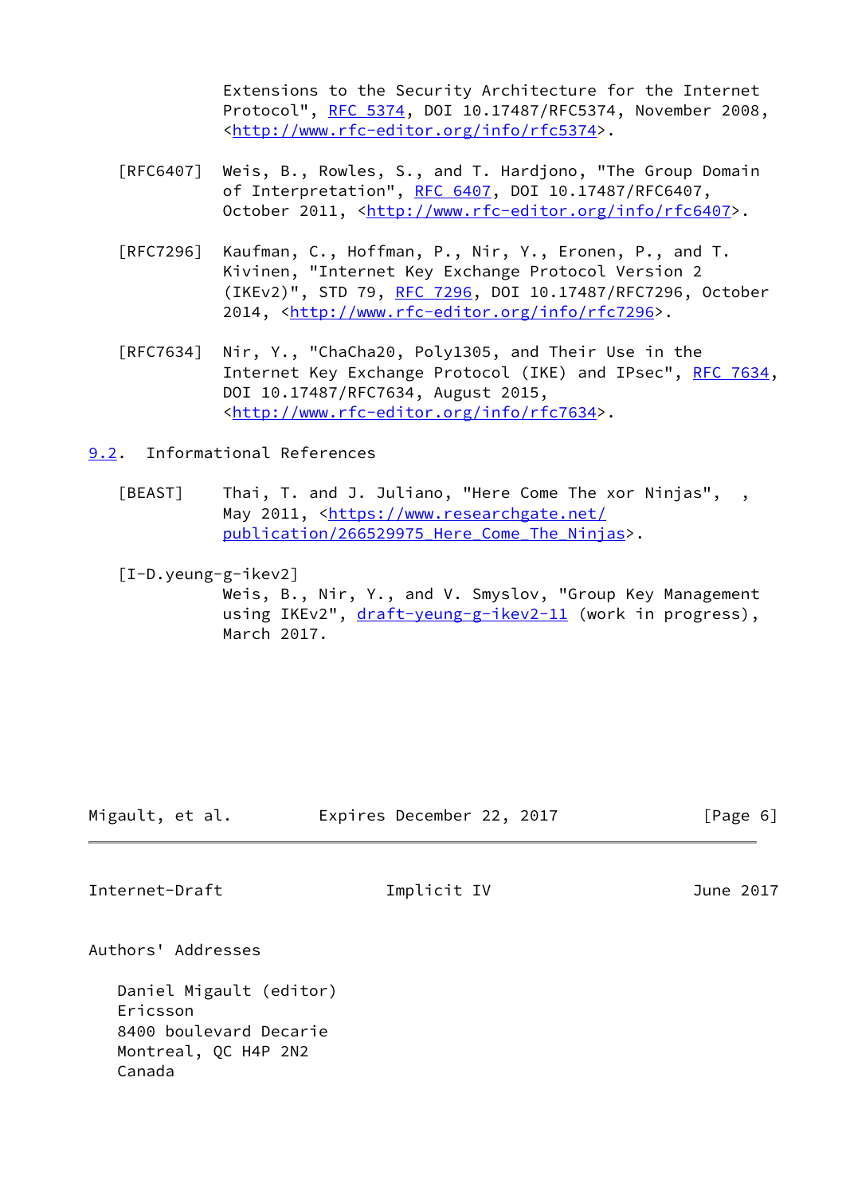Extensions to the Security Architecture for the Internet Protocol", RFC 5374, DOI 10.17487/RFC5374, November 2008, <http://www.rfc-editor.org/info/rfc5374>.

[RFC6407] Weis, B., Rowles, S., and T. Hardjono, "The Group Domain of Interpretation", RFC 6407, DOI 10.17487/RFC6407, October 2011, <http://www.rfc-editor.org/info/rfc6407>.

[RFC7296] Kaufman, C., Hoffman, P., Nir, Y., Eronen, P., and T. Kivinen, "Internet Key Exchange Protocol Version 2 (IKEv2)", STD 79, RFC 7296, DOI 10.17487/RFC7296, October 2014, <http://www.rfc-editor.org/info/rfc7296>.

[RFC7634] Nir, Y., "ChaCha20, Poly1305, and Their Use in the Internet Key Exchange Protocol (IKE) and IPsec", RFC 7634, DOI 10.17487/RFC7634, August 2015, <http://www.rfc-editor.org/info/rfc7634>.

## 9.2. Informational References

[BEAST] Thai, T. and J. Juliano, "Here Come The xor Ninjas", , May 2011, <https://www.researchgate.net/publication/266529975_Here_Come_The_Ninjas>.

[I-D.yeung-g-ikev2] Weis, B., Nir, Y., and V. Smyslov, "Group Key Management using IKEv2", draft-yeung-g-ikev2-11 (work in progress), March 2017.

# Authors' Addresses

Daniel Migault (editor)
Ericsson
8400 boulevard Decarie
Montreal, QC H4P 2N2
Canada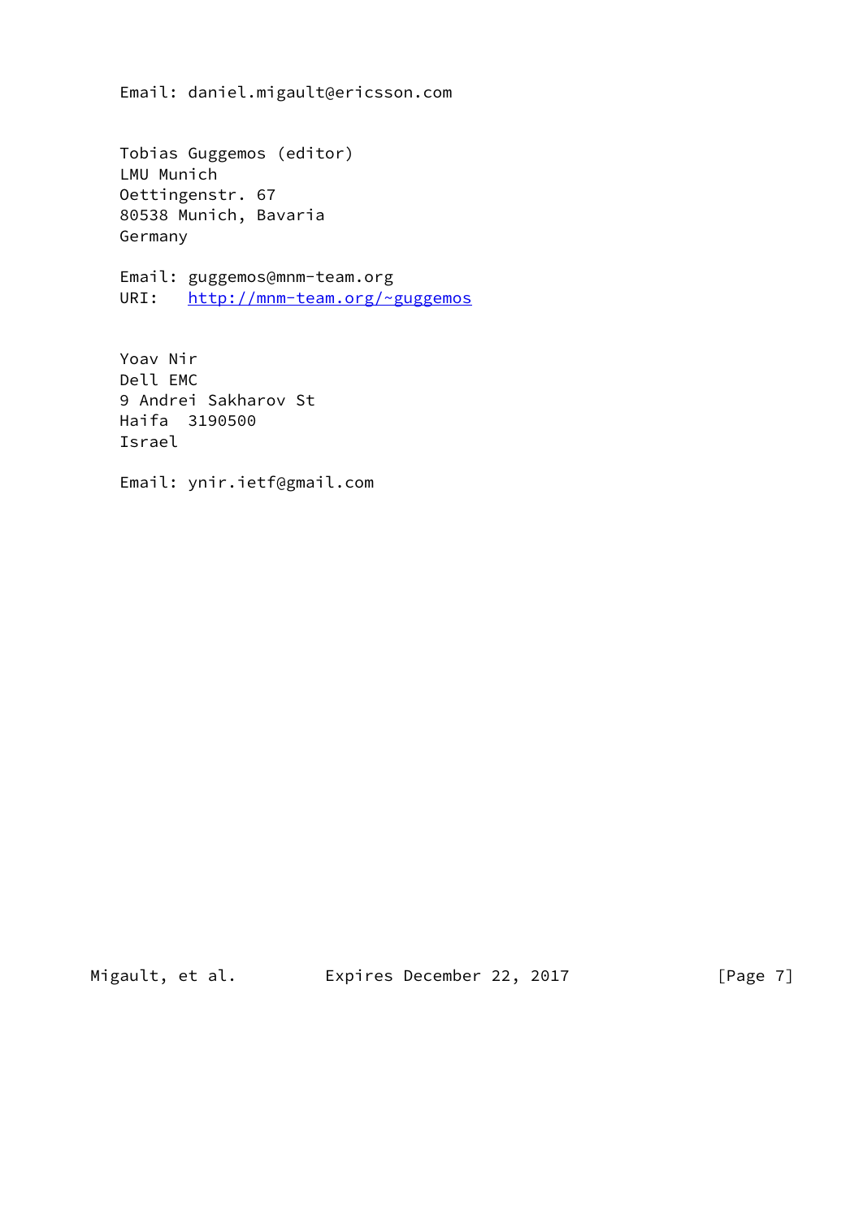Email: daniel.migault@ericsson.com

Tobias Guggemos (editor)
LMU Munich
Oettingenstr. 67
80538 Munich, Bavaria
Germany

Email: guggemos@mnm-team.org
URI: http://mnm-team.org/~guggemos

Yoav Nir
Dell EMC
9 Andrei Sakharov St
Haifa 3190500
Israel

Email: ynir.ietf@gmail.com